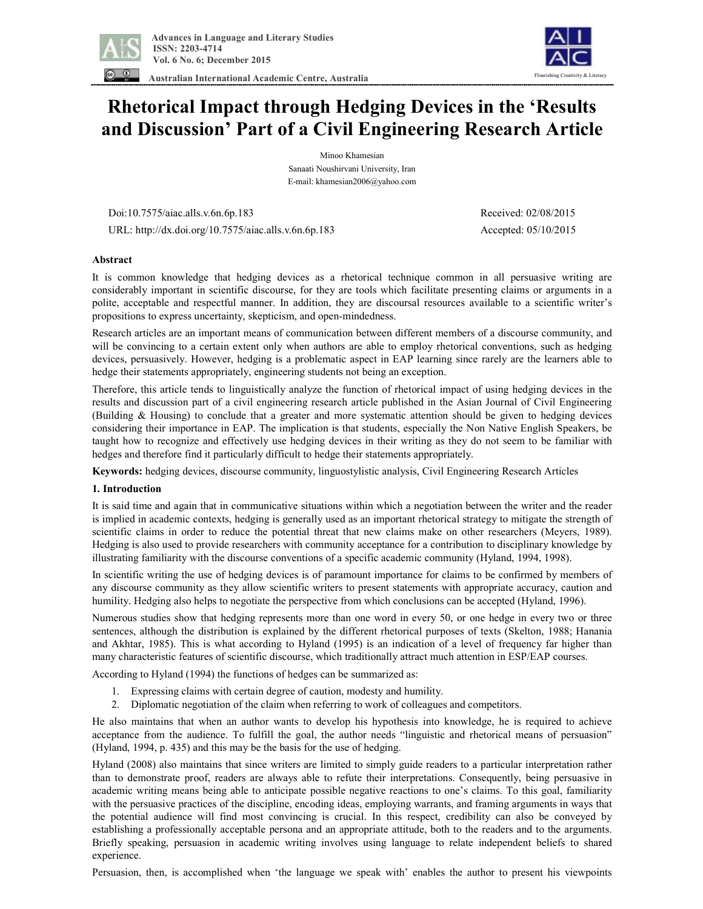# Rhetorical Impact through Hedging Devices in the 'Results and Discussion' Part of a Civil Engineering Research Article

Minoo Khamesian

Sanaati Noushirvani University, Iran

E-mail: khamesian2006@yahoo.com

Doi:10.7575/aiac.alls.v.6n.6p.183 Received: 02/08/2015

URL: http://dx.doi.org/10.7575/aiac.alls.v.6n.6p.183 Accepted: 05/10/2015

## Abstract

It is common knowledge that hedging devices as a rhetorical technique common in all persuasive writing are considerably important in scientific discourse, for they are tools which facilitate presenting claims or arguments in a polite, acceptable and respectful manner. In addition, they are discoursal resources available to a scientific writer's propositions to express uncertainty, skepticism, and open-mindedness.

Research articles are an important means of communication between different members of a discourse community, and will be convincing to a certain extent only when authors are able to employ rhetorical conventions, such as hedging devices, persuasively. However, hedging is a problematic aspect in EAP learning since rarely are the learners able to hedge their statements appropriately, engineering students not being an exception.

Therefore, this article tends to linguistically analyze the function of rhetorical impact of using hedging devices in the results and discussion part of a civil engineering research article published in the Asian Journal of Civil Engineering (Building & Housing) to conclude that a greater and more systematic attention should be given to hedging devices considering their importance in EAP. The implication is that students, especially the Non Native English Speakers, be taught how to recognize and effectively use hedging devices in their writing as they do not seem to be familiar with hedges and therefore find it particularly difficult to hedge their statements appropriately.

**Keywords:** hedging devices, discourse community, linguostylistic analysis, Civil Engineering Research Articles

## 1. Introduction

It is said time and again that in communicative situations within which a negotiation between the writer and the reader is implied in academic contexts, hedging is generally used as an important rhetorical strategy to mitigate the strength of scientific claims in order to reduce the potential threat that new claims make on other researchers (Meyers, 1989). Hedging is also used to provide researchers with community acceptance for a contribution to disciplinary knowledge by illustrating familiarity with the discourse conventions of a specific academic community (Hyland, 1994, 1998).

In scientific writing the use of hedging devices is of paramount importance for claims to be confirmed by members of any discourse community as they allow scientific writers to present statements with appropriate accuracy, caution and humility. Hedging also helps to negotiate the perspective from which conclusions can be accepted (Hyland, 1996).

Numerous studies show that hedging represents more than one word in every 50, or one hedge in every two or three sentences, although the distribution is explained by the different rhetorical purposes of texts (Skelton, 1988; Hanania and Akhtar, 1985). This is what according to Hyland (1995) is an indication of a level of frequency far higher than many characteristic features of scientific discourse, which traditionally attract much attention in ESP/EAP courses.

According to Hyland (1994) the functions of hedges can be summarized as:

1. Expressing claims with certain degree of caution, modesty and humility.
2. Diplomatic negotiation of the claim when referring to work of colleagues and competitors.

He also maintains that when an author wants to develop his hypothesis into knowledge, he is required to achieve acceptance from the audience. To fulfill the goal, the author needs "linguistic and rhetorical means of persuasion" (Hyland, 1994, p. 435) and this may be the basis for the use of hedging.

Hyland (2008) also maintains that since writers are limited to simply guide readers to a particular interpretation rather than to demonstrate proof, readers are always able to refute their interpretations. Consequently, being persuasive in academic writing means being able to anticipate possible negative reactions to one's claims. To this goal, familiarity with the persuasive practices of the discipline, encoding ideas, employing warrants, and framing arguments in ways that the potential audience will find most convincing is crucial. In this respect, credibility can also be conveyed by establishing a professionally acceptable persona and an appropriate attitude, both to the readers and to the arguments. Briefly speaking, persuasion in academic writing involves using language to relate independent beliefs to shared experience.

Persuasion, then, is accomplished when 'the language we speak with' enables the author to present his viewpoints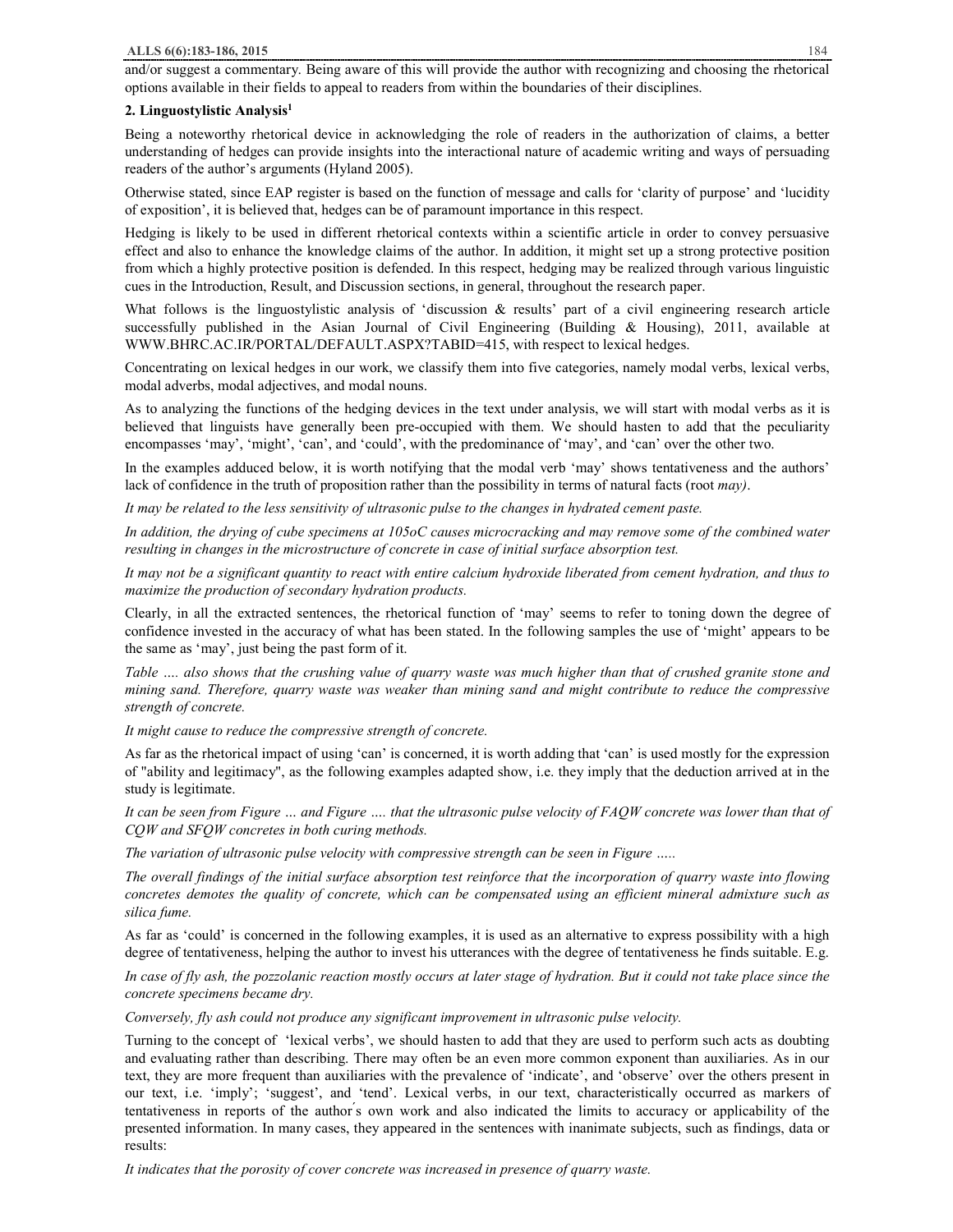and/or suggest a commentary. Being aware of this will provide the author with recognizing and choosing the rhetorical options available in their fields to appeal to readers from within the boundaries of their disciplines.

**2. Linguostylistic Analysis[1]**

Being a noteworthy rhetorical device in acknowledging the role of readers in the authorization of claims, a better understanding of hedges can provide insights into the interactional nature of academic writing and ways of persuading readers of the author's arguments (Hyland 2005).

Otherwise stated, since EAP register is based on the function of message and calls for 'clarity of purpose' and 'lucidity of exposition', it is believed that, hedges can be of paramount importance in this respect.

Hedging is likely to be used in different rhetorical contexts within a scientific article in order to convey persuasive effect and also to enhance the knowledge claims of the author. In addition, it might set up a strong protective position from which a highly protective position is defended. In this respect, hedging may be realized through various linguistic cues in the Introduction, Result, and Discussion sections, in general, throughout the research paper.

What follows is the linguostylistic analysis of 'discussion & results' part of a civil engineering research article successfully published in the Asian Journal of Civil Engineering (Building & Housing), 2011, available at WWW.BHRC.AC.IR/PORTAL/DEFAULT.ASPX?TABID=415, with respect to lexical hedges.

Concentrating on lexical hedges in our work, we classify them into five categories, namely modal verbs, lexical verbs, modal adverbs, modal adjectives, and modal nouns.

As to analyzing the functions of the hedging devices in the text under analysis, we will start with modal verbs as it is believed that linguists have generally been pre-occupied with them. We should hasten to add that the peculiarity encompasses 'may', 'might', 'can', and 'could', with the predominance of 'may', and 'can' over the other two.

In the examples adduced below, it is worth notifying that the modal verb 'may' shows tentativeness and the authors' lack of confidence in the truth of proposition rather than the possibility in terms of natural facts (root *may)*.

*It may be related to the less sensitivity of ultrasonic pulse to the changes in hydrated cement paste.*

*In addition, the drying of cube specimens at 105oC causes microcracking and may remove some of the combined water resulting in changes in the microstructure of concrete in case of initial surface absorption test.*

*It may not be a significant quantity to react with entire calcium hydroxide liberated from cement hydration, and thus to maximize the production of secondary hydration products.*

Clearly, in all the extracted sentences, the rhetorical function of 'may' seems to refer to toning down the degree of confidence invested in the accuracy of what has been stated. In the following samples the use of 'might' appears to be the same as 'may', just being the past form of it.

*Table …. also shows that the crushing value of quarry waste was much higher than that of crushed granite stone and mining sand. Therefore, quarry waste was weaker than mining sand and might contribute to reduce the compressive strength of concrete.*

*It might cause to reduce the compressive strength of concrete.*

As far as the rhetorical impact of using 'can' is concerned, it is worth adding that 'can' is used mostly for the expression of "ability and legitimacy", as the following examples adapted show, i.e. they imply that the deduction arrived at in the study is legitimate.

*It can be seen from Figure … and Figure …. that the ultrasonic pulse velocity of FAQW concrete was lower than that of CQW and SFQW concretes in both curing methods.*

*The variation of ultrasonic pulse velocity with compressive strength can be seen in Figure …..*

*The overall findings of the initial surface absorption test reinforce that the incorporation of quarry waste into flowing concretes demotes the quality of concrete, which can be compensated using an efficient mineral admixture such as silica fume.*

As far as 'could' is concerned in the following examples, it is used as an alternative to express possibility with a high degree of tentativeness, helping the author to invest his utterances with the degree of tentativeness he finds suitable. E.g.

*In case of fly ash, the pozzolanic reaction mostly occurs at later stage of hydration. But it could not take place since the concrete specimens became dry.*

*Conversely, fly ash could not produce any significant improvement in ultrasonic pulse velocity.*

Turning to the concept of 'lexical verbs', we should hasten to add that they are used to perform such acts as doubting and evaluating rather than describing. There may often be an even more common exponent than auxiliaries. As in our text, they are more frequent than auxiliaries with the prevalence of 'indicate', and 'observe' over the others present in our text, i.e. 'imply'; 'suggest', and 'tend'. Lexical verbs, in our text, characteristically occurred as markers of tentativeness in reports of the author ́s own work and also indicated the limits to accuracy or applicability of the presented information. In many cases, they appeared in the sentences with inanimate subjects, such as findings, data or results:

*It indicates that the porosity of cover concrete was increased in presence of quarry waste.*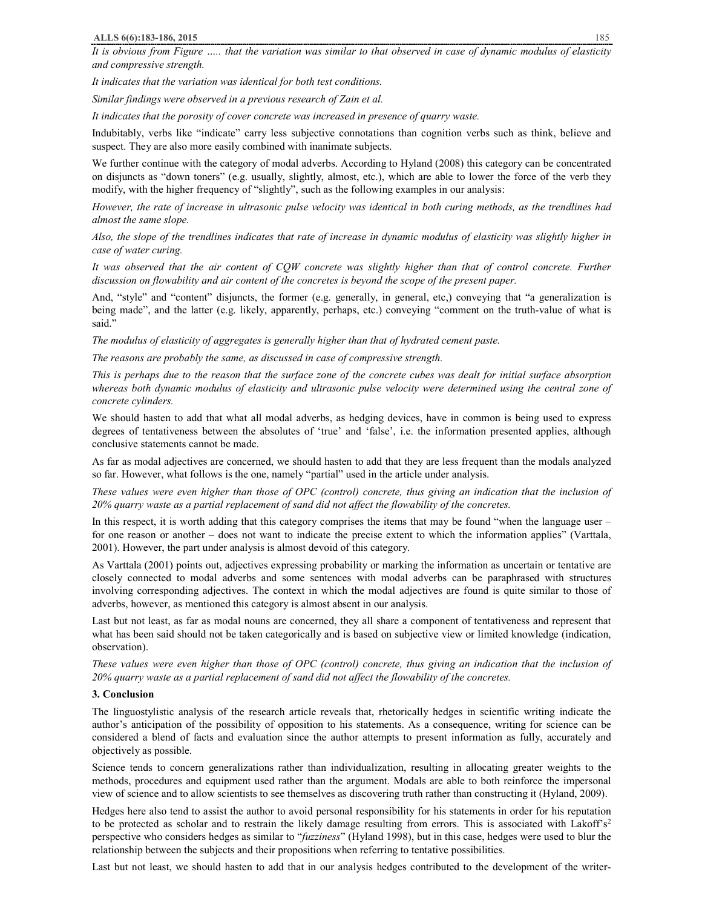*It is obvious from Figure ….. that the variation was similar to that observed in case of dynamic modulus of elasticity and compressive strength.*

*It indicates that the variation was identical for both test conditions.*

*Similar findings were observed in a previous research of Zain et al.*

*It indicates that the porosity of cover concrete was increased in presence of quarry waste.*

Indubitably, verbs like "indicate" carry less subjective connotations than cognition verbs such as think, believe and suspect. They are also more easily combined with inanimate subjects.

We further continue with the category of modal adverbs. According to Hyland (2008) this category can be concentrated on disjuncts as "down toners" (e.g. usually, slightly, almost, etc.), which are able to lower the force of the verb they modify, with the higher frequency of "slightly", such as the following examples in our analysis:

*However, the rate of increase in ultrasonic pulse velocity was identical in both curing methods, as the trendlines had almost the same slope.*

*Also, the slope of the trendlines indicates that rate of increase in dynamic modulus of elasticity was slightly higher in case of water curing.*

*It was observed that the air content of CQW concrete was slightly higher than that of control concrete. Further discussion on flowability and air content of the concretes is beyond the scope of the present paper.*

And, "style" and "content" disjuncts, the former (e.g. generally, in general, etc,) conveying that "a generalization is being made", and the latter (e.g. likely, apparently, perhaps, etc.) conveying "comment on the truth-value of what is said."

*The modulus of elasticity of aggregates is generally higher than that of hydrated cement paste.*

*The reasons are probably the same, as discussed in case of compressive strength.*

*This is perhaps due to the reason that the surface zone of the concrete cubes was dealt for initial surface absorption whereas both dynamic modulus of elasticity and ultrasonic pulse velocity were determined using the central zone of concrete cylinders.*

We should hasten to add that what all modal adverbs, as hedging devices, have in common is being used to express degrees of tentativeness between the absolutes of 'true' and 'false', i.e. the information presented applies, although conclusive statements cannot be made.

As far as modal adjectives are concerned, we should hasten to add that they are less frequent than the modals analyzed so far. However, what follows is the one, namely "partial" used in the article under analysis.

*These values were even higher than those of OPC (control) concrete, thus giving an indication that the inclusion of 20% quarry waste as a partial replacement of sand did not affect the flowability of the concretes.*

In this respect, it is worth adding that this category comprises the items that may be found "when the language user – for one reason or another – does not want to indicate the precise extent to which the information applies" (Varttala, 2001). However, the part under analysis is almost devoid of this category.

As Varttala (2001) points out, adjectives expressing probability or marking the information as uncertain or tentative are closely connected to modal adverbs and some sentences with modal adverbs can be paraphrased with structures involving corresponding adjectives. The context in which the modal adjectives are found is quite similar to those of adverbs, however, as mentioned this category is almost absent in our analysis.

Last but not least, as far as modal nouns are concerned, they all share a component of tentativeness and represent that what has been said should not be taken categorically and is based on subjective view or limited knowledge (indication, observation).

*These values were even higher than those of OPC (control) concrete, thus giving an indication that the inclusion of 20% quarry waste as a partial replacement of sand did not affect the flowability of the concretes.*

## 3. Conclusion

The linguostylistic analysis of the research article reveals that, rhetorically hedges in scientific writing indicate the author's anticipation of the possibility of opposition to his statements. As a consequence, writing for science can be considered a blend of facts and evaluation since the author attempts to present information as fully, accurately and objectively as possible.

Science tends to concern generalizations rather than individualization, resulting in allocating greater weights to the methods, procedures and equipment used rather than the argument. Modals are able to both reinforce the impersonal view of science and to allow scientists to see themselves as discovering truth rather than constructing it (Hyland, 2009).

Hedges here also tend to assist the author to avoid personal responsibility for his statements in order for his reputation to be protected as scholar and to restrain the likely damage resulting from errors. This is associated with Lakoff's[2] perspective who considers hedges as similar to "*fuzziness*" (Hyland 1998), but in this case, hedges were used to blur the relationship between the subjects and their propositions when referring to tentative possibilities.

Last but not least, we should hasten to add that in our analysis hedges contributed to the development of the writer-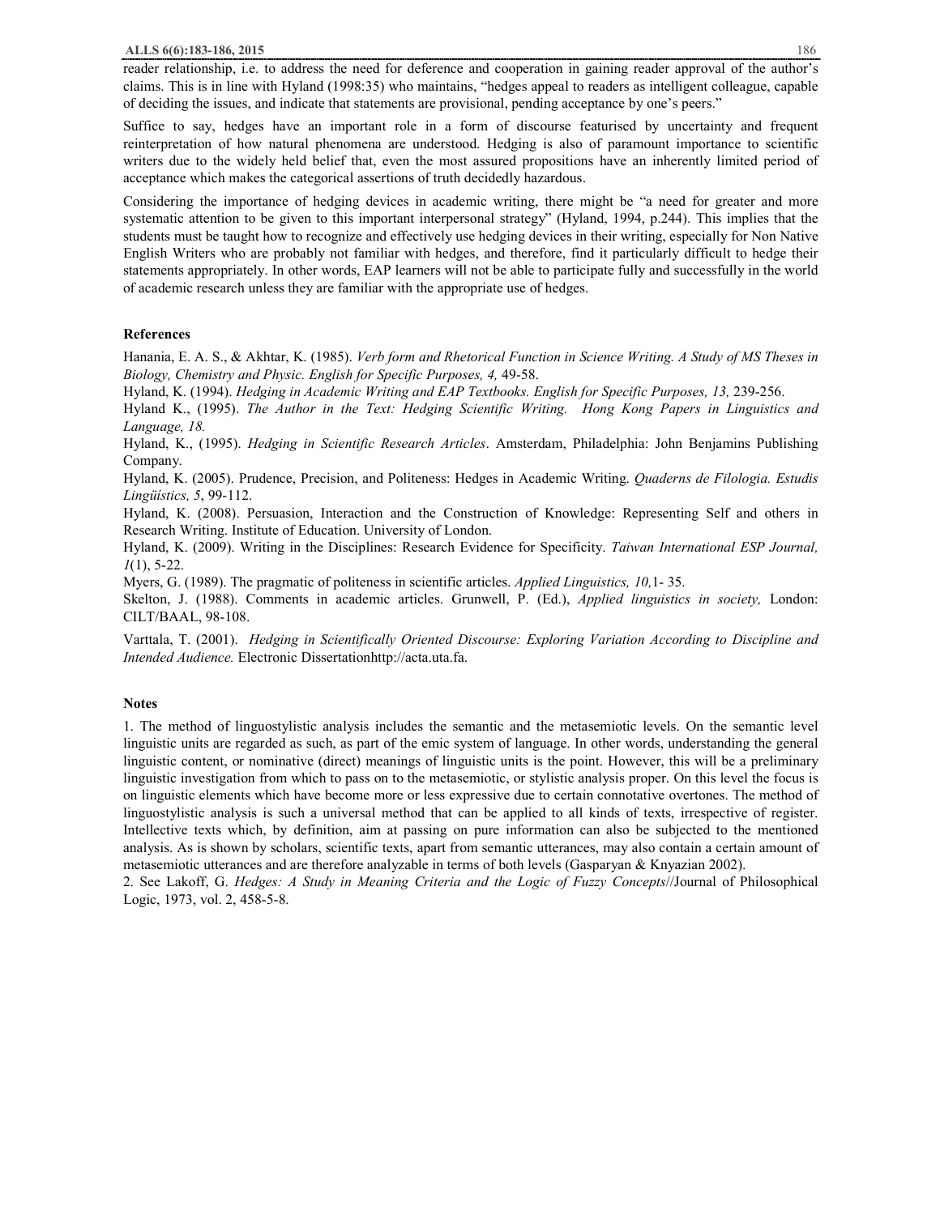reader relationship, i.e. to address the need for deference and cooperation in gaining reader approval of the author's claims. This is in line with Hyland (1998:35) who maintains, "hedges appeal to readers as intelligent colleague, capable of deciding the issues, and indicate that statements are provisional, pending acceptance by one's peers."

Suffice to say, hedges have an important role in a form of discourse featurised by uncertainty and frequent reinterpretation of how natural phenomena are understood. Hedging is also of paramount importance to scientific writers due to the widely held belief that, even the most assured propositions have an inherently limited period of acceptance which makes the categorical assertions of truth decidedly hazardous.

Considering the importance of hedging devices in academic writing, there might be "a need for greater and more systematic attention to be given to this important interpersonal strategy" (Hyland, 1994, p.244). This implies that the students must be taught how to recognize and effectively use hedging devices in their writing, especially for Non Native English Writers who are probably not familiar with hedges, and therefore, find it particularly difficult to hedge their statements appropriately. In other words, EAP learners will not be able to participate fully and successfully in the world of academic research unless they are familiar with the appropriate use of hedges.

**References**

Hanania, E. A. S., & Akhtar, K. (1985). *Verb form and Rhetorical Function in Science Writing. A Study of MS Theses in Biology, Chemistry and Physic. English for Specific Purposes, 4,* 49-58.

Hyland, K. (1994). *Hedging in Academic Writing and EAP Textbooks. English for Specific Purposes, 13,* 239-256.

Hyland K., (1995). *The Author in the Text: Hedging Scientific Writing. Hong Kong Papers in Linguistics and Language, 18.*

Hyland, K., (1995). *Hedging in Scientific Research Articles*. Amsterdam, Philadelphia: John Benjamins Publishing Company.

Hyland, K. (2005). Prudence, Precision, and Politeness: Hedges in Academic Writing. *Quaderns de Filologia. Estudis Lingüístics, 5*, 99-112.

Hyland, K. (2008). Persuasion, Interaction and the Construction of Knowledge: Representing Self and others in Research Writing. Institute of Education. University of London.

Hyland, K. (2009). Writing in the Disciplines: Research Evidence for Specificity. *Taiwan International ESP Journal, 1*(1), 5-22.

Myers, G. (1989). The pragmatic of politeness in scientific articles. *Applied Linguistics, 10,*1- 35.

Skelton, J. (1988). Comments in academic articles. Grunwell, P. (Ed.), *Applied linguistics in society,* London: CILT/BAAL, 98-108.

Varttala, T. (2001). *Hedging in Scientifically Oriented Discourse: Exploring Variation According to Discipline and Intended Audience.* Electronic Dissertationhttp://acta.uta.fa.

**Notes**

1. The method of linguostylistic analysis includes the semantic and the metasemiotic levels. On the semantic level linguistic units are regarded as such, as part of the emic system of language. In other words, understanding the general linguistic content, or nominative (direct) meanings of linguistic units is the point. However, this will be a preliminary linguistic investigation from which to pass on to the metasemiotic, or stylistic analysis proper. On this level the focus is on linguistic elements which have become more or less expressive due to certain connotative overtones. The method of linguostylistic analysis is such a universal method that can be applied to all kinds of texts, irrespective of register. Intellective texts which, by definition, aim at passing on pure information can also be subjected to the mentioned analysis. As is shown by scholars, scientific texts, apart from semantic utterances, may also contain a certain amount of metasemiotic utterances and are therefore analyzable in terms of both levels (Gasparyan & Knyazian 2002).

2. See Lakoff, G. *Hedges: A Study in Meaning Criteria and the Logic of Fuzzy Concepts*//Journal of Philosophical Logic, 1973, vol. 2, 458-5-8.